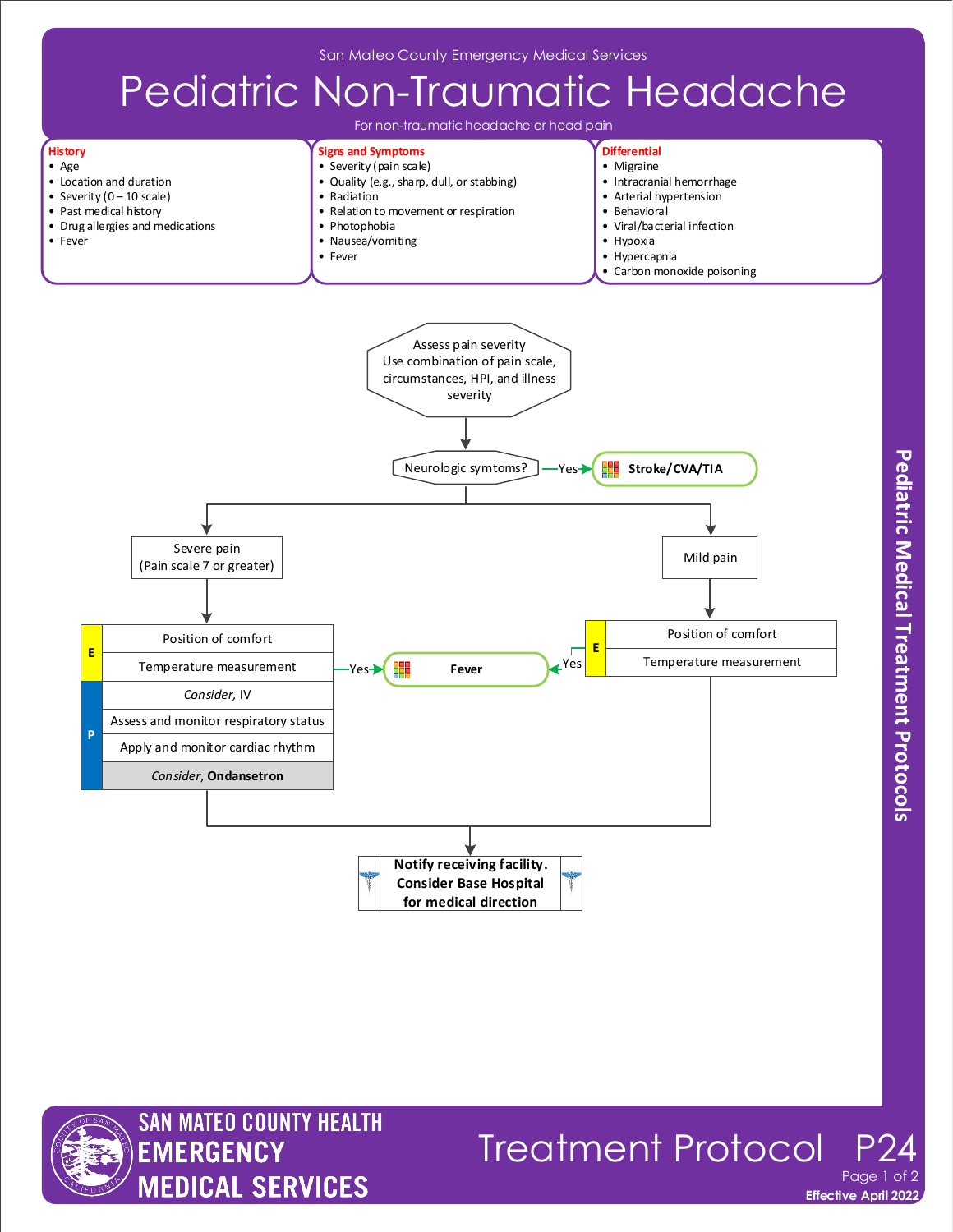San Mateo County Emergency Medical Services

# Pediatric Non-Traumatic Headache

For non-traumatic headache or head pain

| History | Signs and Symptoms | Differential |
|---|---|---|
| • Age<br>• Location and duration<br>• Severity (0 – 10 scale)<br>• Past medical history<br>• Drug allergies and medications<br>• Fever | • Severity (pain scale)<br>• Quality (e.g., sharp, dull, or stabbing)<br>• Radiation<br>• Relation to movement or respiration<br>• Photophobia<br>• Nausea/vomiting<br>• Fever | • Migraine<br>• Intracranial hemorrhage<br>• Arterial hypertension<br>• Behavioral<br>• Viral/bacterial infection<br>• Hypoxia<br>• Hypercapnia<br>• Carbon monoxide poisoning |

Assess pain severity
Use combination of pain scale, circumstances, HPI, and illness severity

Neurologic symtoms? — Yes → **Stroke/CVA/TIA**

**Severe pain (Pain scale 7 or greater)**

- E: Position of comfort
- E: Temperature measurement — Yes → **Fever**
- P: *Consider*, IV
- P: Assess and monitor respiratory status
- P: Apply and monitor cardiac rhythm
- P: *Consider*, **Ondansetron**

**Mild pain**

- E: Position of comfort
- E: Temperature measurement — Yes → **Fever**

**Notify receiving facility. Consider Base Hospital for medical direction**

Pediatric Medical Treatment Protocols

SAN MATEO COUNTY HEALTH EMERGENCY MEDICAL SERVICES

Treatment Protocol P24

Effective April 2022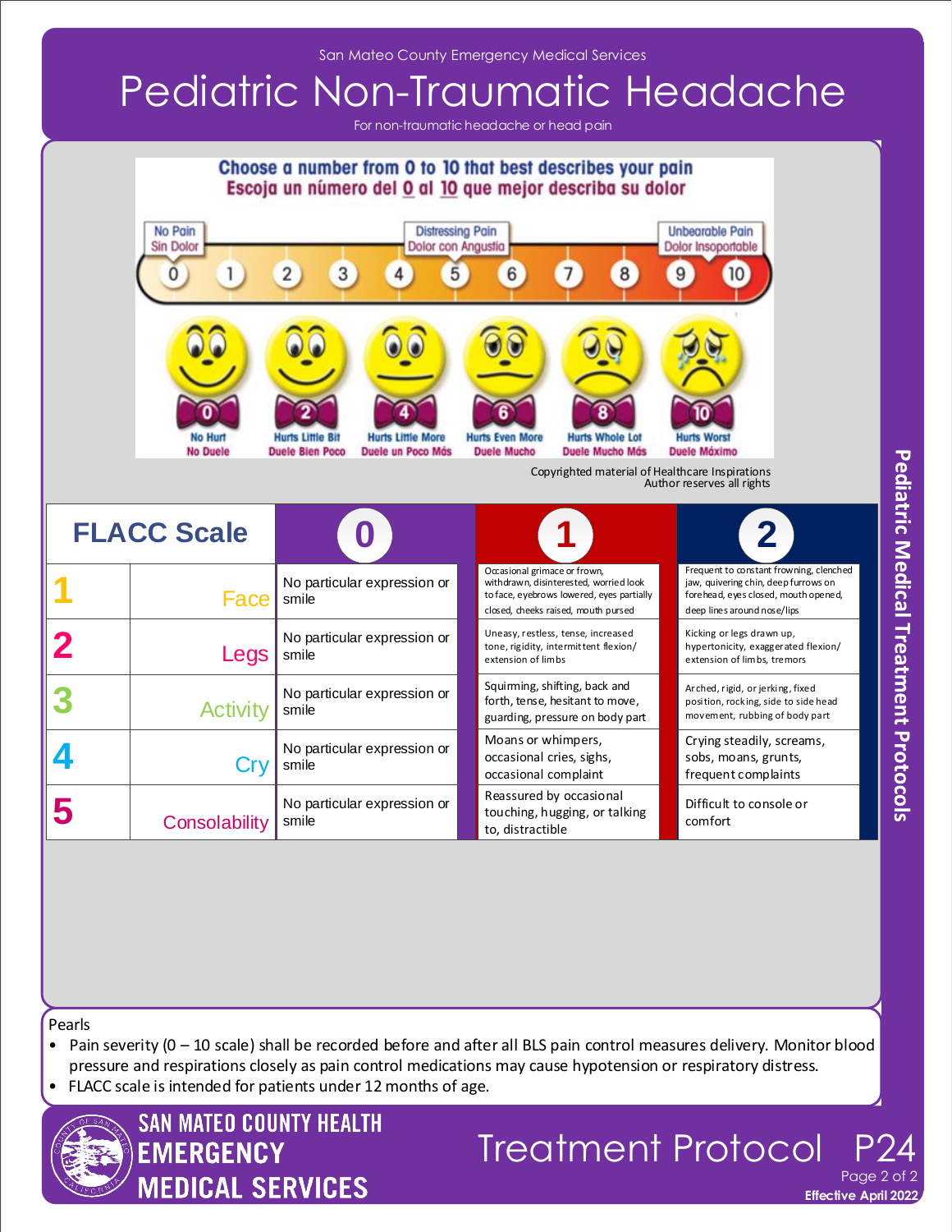San Mateo County Emergency Medical Services

# Pediatric Non-Traumatic Headache

For non-traumatic headache or head pain

Choose a number from 0 to 10 that best describes your pain
Escoja un número del 0 al 10 que mejor describa su dolor

No Pain
Sin Dolor

Distressing Pain
Dolor con Angustia

Unbearable Pain
Dolor Insoportable

0 1 2 3 4 5 6 7 8 9 10

0 No Hurt / No Duele
2 Hurts Little Bit / Duele Bien Poco
4 Hurts Little More / Duele un Poco Más
6 Hurts Even More / Duele Mucho
8 Hurts Whole Lot / Duele Mucho Más
10 Hurts Worst / Duele Máximo

Copyrighted material of Healthcare Inspirations
Author reserves all rights

| FLACC Scale | | 0 | 1 | 2 |
|---|---|---|---|---|
| 1 | Face | No particular expression or smile | Occasional grimace or frown, withdrawn, disinterested, worried look to face, eyebrows lowered, eyes partially closed, cheeks raised, mouth pursed | Frequent to constant frowning, clenched jaw, quivering chin, deep furrows on forehead, eyes closed, mouth opened, deep lines around nose/lips |
| 2 | Legs | No particular expression or smile | Uneasy, restless, tense, increased tone, rigidity, intermittent flexion/ extension of limbs | Kicking or legs drawn up, hypertonicity, exaggerated flexion/ extension of limbs, tremors |
| 3 | Activity | No particular expression or smile | Squirming, shifting, back and forth, tense, hesitant to move, guarding, pressure on body part | Arched, rigid, or jerking, fixed position, rocking, side to side head movement, rubbing of body part |
| 4 | Cry | No particular expression or smile | Moans or whimpers, occasional cries, sighs, occasional complaint | Crying steadily, screams, sobs, moans, grunts, frequent complaints |
| 5 | Consolability | No particular expression or smile | Reassured by occasional touching, hugging, or talking to, distractible | Difficult to console or comfort |

Pearls

- Pain severity (0 – 10 scale) shall be recorded before and after all BLS pain control measures delivery. Monitor blood pressure and respirations closely as pain control medications may cause hypotension or respiratory distress.
- FLACC scale is intended for patients under 12 months of age.

Treatment Protocol P24

Effective April 2022